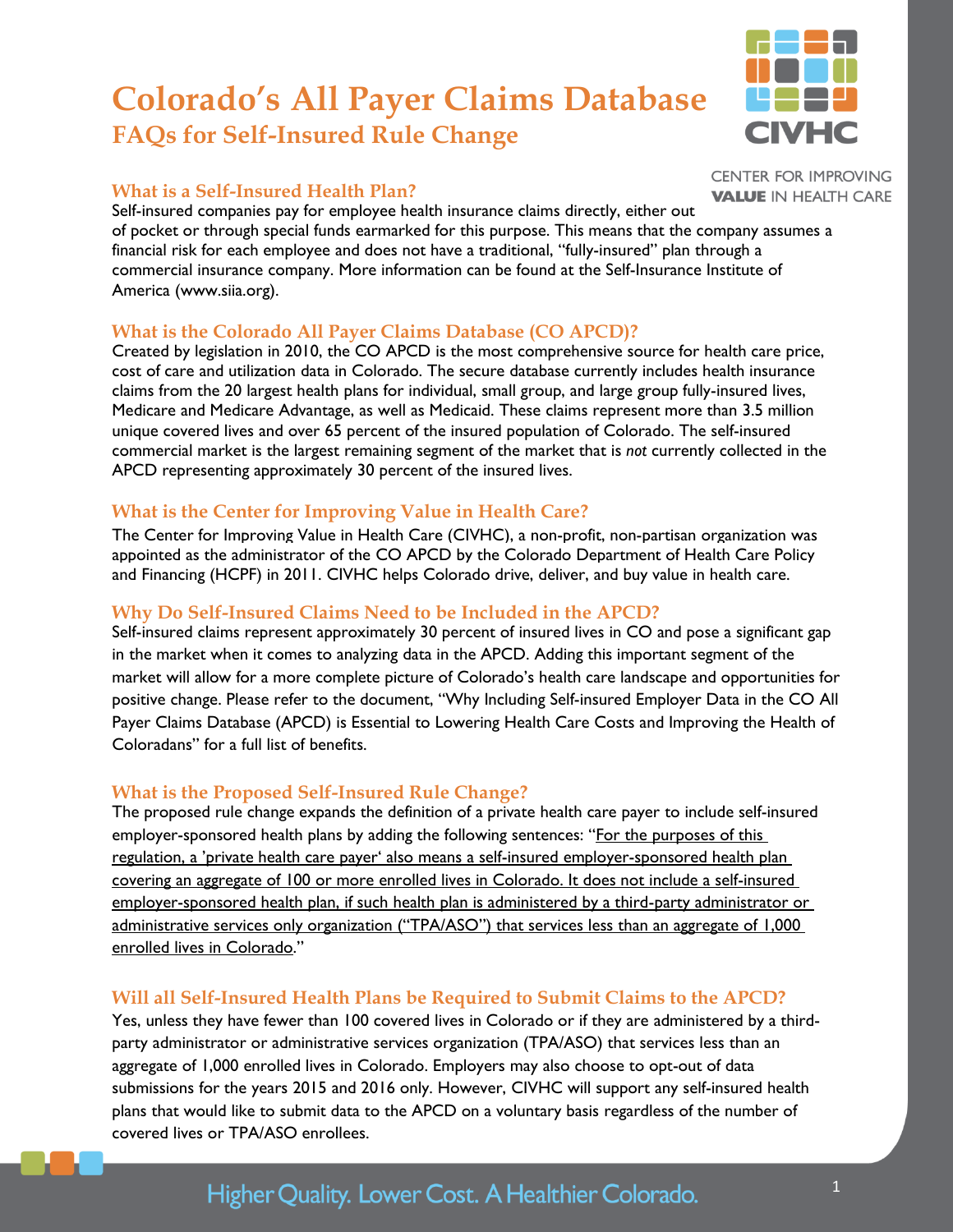# Colorado's All Payer Claims Database

## FAQs for Self-Insured Rule Change

CENTER FOR IMPROVING **VALUE** IN HEALTH CARE

### What is a Self-Insured Health Plan?

Self-insured companies pay for employee health insurance claims directly, either out of pocket or through special funds earmarked for this purpose. This means that the company assumes a financial risk for each employee and does not have a traditional, "fully-insured" plan through a commercial insurance company. More information can be found at the Self-Insurance Institute of America (www.siia.org).

### What is the Colorado All Payer Claims Database (CO APCD)?

Created by legislation in 2010, the CO APCD is the most comprehensive source for health care price, cost of care and utilization data in Colorado. The secure database currently includes health insurance claims from the 20 largest health plans for individual, small group, and large group fully-insured lives, Medicare and Medicare Advantage, as well as Medicaid. These claims represent more than 3.5 million unique covered lives and over 65 percent of the insured population of Colorado. The self-insured commercial market is the largest remaining segment of the market that is *not* currently collected in the APCD representing approximately 30 percent of the insured lives.

### What is the Center for Improving Value in Health Care?

The Center for Improving Value in Health Care (CIVHC), a non-profit, non-partisan organization was appointed as the administrator of the CO APCD by the Colorado Department of Health Care Policy and Financing (HCPF) in 2011. CIVHC helps Colorado drive, deliver, and buy value in health care.

### Why Do Self-Insured Claims Need to be Included in the APCD?

Self-insured claims represent approximately 30 percent of insured lives in CO and pose a significant gap in the market when it comes to analyzing data in the APCD. Adding this important segment of the market will allow for a more complete picture of Colorado's health care landscape and opportunities for positive change. Please refer to the document, "Why Including Self-insured Employer Data in the CO All Payer Claims Database (APCD) is Essential to Lowering Health Care Costs and Improving the Health of Coloradans" for a full list of benefits.

### What is the Proposed Self-Insured Rule Change?

The proposed rule change expands the definition of a private health care payer to include self-insured employer-sponsored health plans by adding the following sentences: "<u>For the purposes of this regulation, a 'private health care payer' also means a self-insured employer-sponsored health plan covering an aggregate of 100 or more enrolled lives in Colorado. It does not include a self-insured employer-sponsored health plan, if such health plan is administered by a third-party administrator or administrative services only organization ("TPA/ASO") that services less than an aggregate of 1,000 enrolled lives in Colorado</u>."

### Will all Self-Insured Health Plans be Required to Submit Claims to the APCD?

Yes, unless they have fewer than 100 covered lives in Colorado or if they are administered by a third-party administrator or administrative services organization (TPA/ASO) that services less than an aggregate of 1,000 enrolled lives in Colorado. Employers may also choose to opt-out of data submissions for the years 2015 and 2016 only. However, CIVHC will support any self-insured health plans that would like to submit data to the APCD on a voluntary basis regardless of the number of covered lives or TPA/ASO enrollees.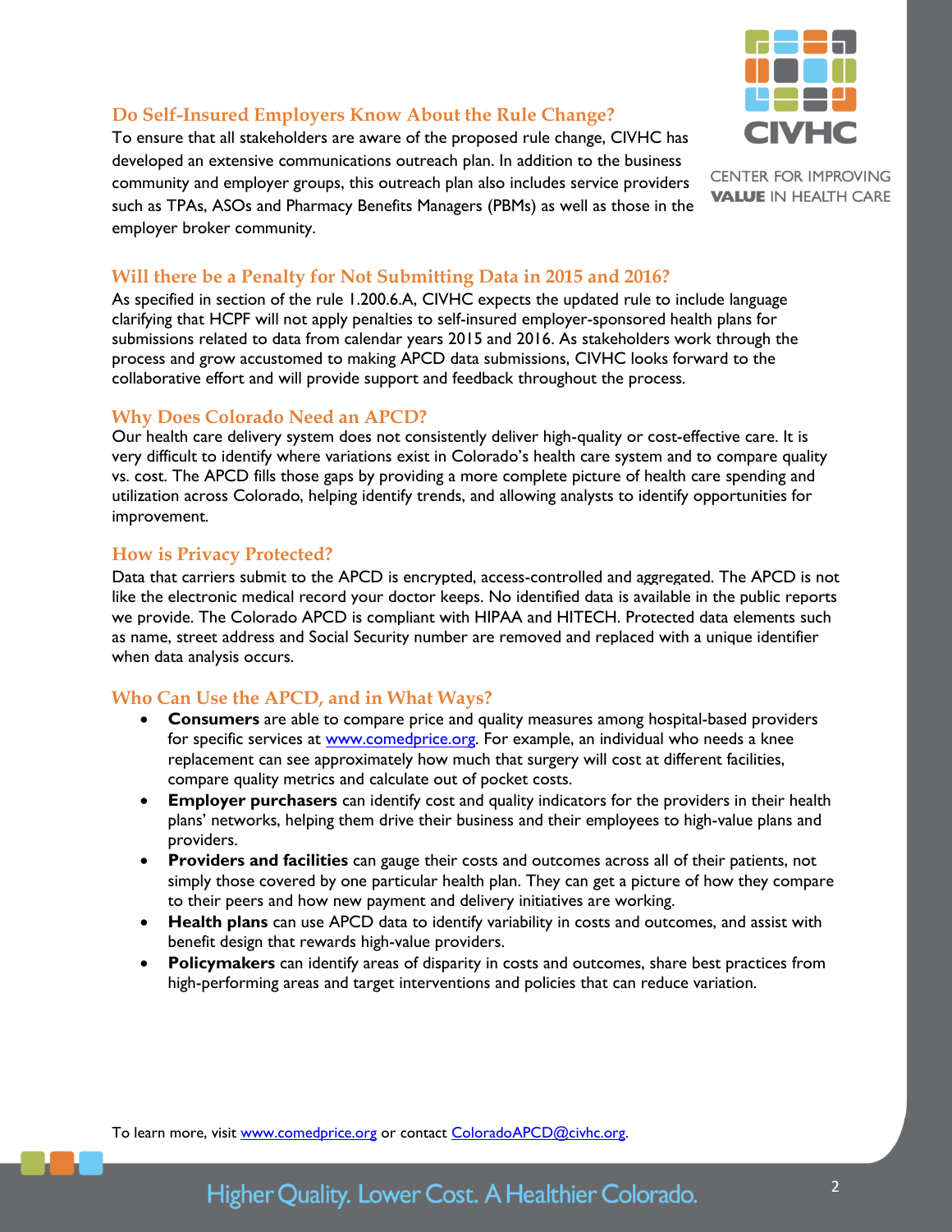## Do Self-Insured Employers Know About the Rule Change?

To ensure that all stakeholders are aware of the proposed rule change, CIVHC has developed an extensive communications outreach plan. In addition to the business community and employer groups, this outreach plan also includes service providers such as TPAs, ASOs and Pharmacy Benefits Managers (PBMs) as well as those in the employer broker community.

## Will there be a Penalty for Not Submitting Data in 2015 and 2016?

As specified in section of the rule 1.200.6.A, CIVHC expects the updated rule to include language clarifying that HCPF will not apply penalties to self-insured employer-sponsored health plans for submissions related to data from calendar years 2015 and 2016. As stakeholders work through the process and grow accustomed to making APCD data submissions, CIVHC looks forward to the collaborative effort and will provide support and feedback throughout the process.

## Why Does Colorado Need an APCD?

Our health care delivery system does not consistently deliver high-quality or cost-effective care. It is very difficult to identify where variations exist in Colorado's health care system and to compare quality vs. cost. The APCD fills those gaps by providing a more complete picture of health care spending and utilization across Colorado, helping identify trends, and allowing analysts to identify opportunities for improvement.

## How is Privacy Protected?

Data that carriers submit to the APCD is encrypted, access-controlled and aggregated. The APCD is not like the electronic medical record your doctor keeps. No identified data is available in the public reports we provide. The Colorado APCD is compliant with HIPAA and HITECH. Protected data elements such as name, street address and Social Security number are removed and replaced with a unique identifier when data analysis occurs.

## Who Can Use the APCD, and in What Ways?

- **Consumers** are able to compare price and quality measures among hospital-based providers for specific services at www.comedprice.org. For example, an individual who needs a knee replacement can see approximately how much that surgery will cost at different facilities, compare quality metrics and calculate out of pocket costs.
- **Employer purchasers** can identify cost and quality indicators for the providers in their health plans' networks, helping them drive their business and their employees to high-value plans and providers.
- **Providers and facilities** can gauge their costs and outcomes across all of their patients, not simply those covered by one particular health plan. They can get a picture of how they compare to their peers and how new payment and delivery initiatives are working.
- **Health plans** can use APCD data to identify variability in costs and outcomes, and assist with benefit design that rewards high-value providers.
- **Policymakers** can identify areas of disparity in costs and outcomes, share best practices from high-performing areas and target interventions and policies that can reduce variation.

To learn more, visit www.comedprice.org or contact ColoradoAPCD@civhc.org.